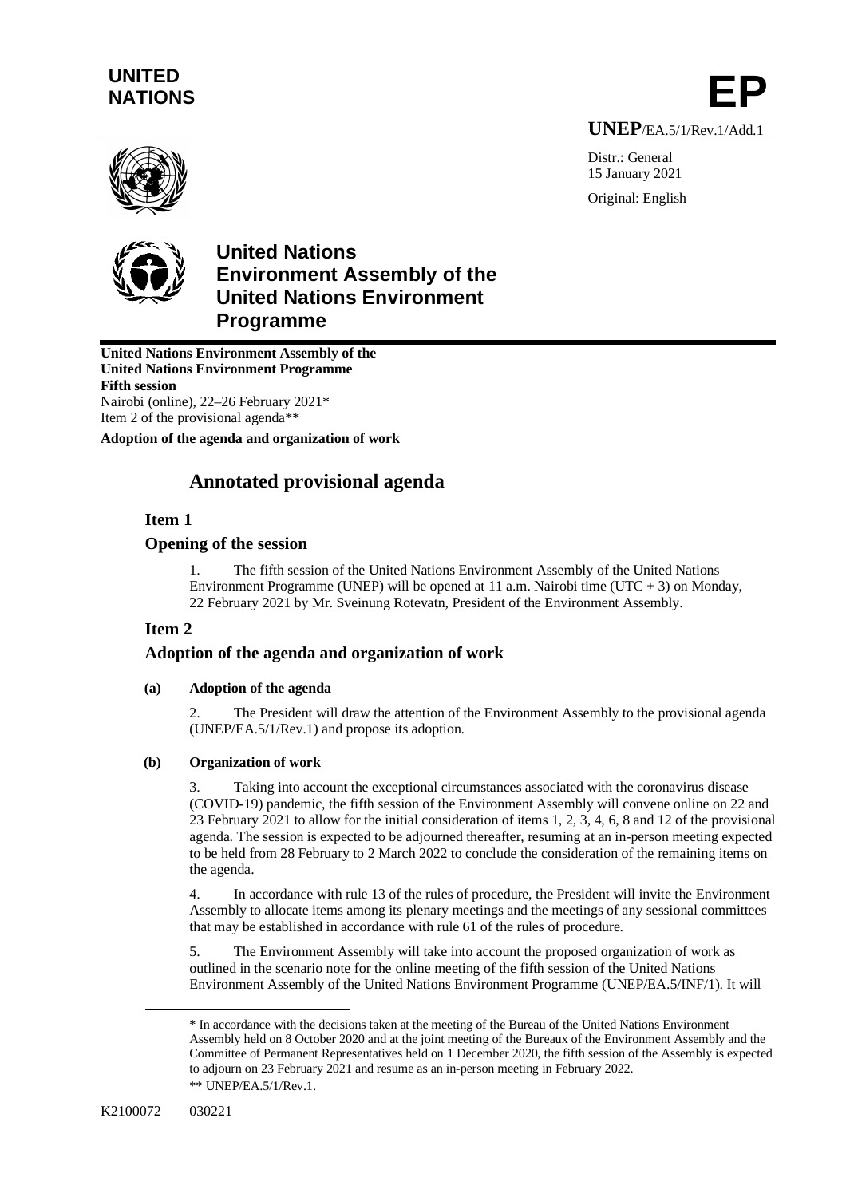**UNITED NATIONS**

# EP

**UNEP**/EA.5/1/Rev.1/Add.1

Distr.: General
15 January 2021

Original: English

**United Nations Environment Assembly of the United Nations Environment Programme**

**United Nations Environment Assembly of the United Nations Environment Programme**
**Fifth session**
Nairobi (online), 22–26 February 2021*
Item 2 of the provisional agenda**

**Adoption of the agenda and organization of work**

# Annotated provisional agenda

## Item 1

## Opening of the session

1. The fifth session of the United Nations Environment Assembly of the United Nations Environment Programme (UNEP) will be opened at 11 a.m. Nairobi time (UTC + 3) on Monday, 22 February 2021 by Mr. Sveinung Rotevatn, President of the Environment Assembly.

## Item 2

## Adoption of the agenda and organization of work

### (a) Adoption of the agenda

2. The President will draw the attention of the Environment Assembly to the provisional agenda (UNEP/EA.5/1/Rev.1) and propose its adoption.

### (b) Organization of work

3. Taking into account the exceptional circumstances associated with the coronavirus disease (COVID-19) pandemic, the fifth session of the Environment Assembly will convene online on 22 and 23 February 2021 to allow for the initial consideration of items 1, 2, 3, 4, 6, 8 and 12 of the provisional agenda. The session is expected to be adjourned thereafter, resuming at an in-person meeting expected to be held from 28 February to 2 March 2022 to conclude the consideration of the remaining items on the agenda.

4. In accordance with rule 13 of the rules of procedure, the President will invite the Environment Assembly to allocate items among its plenary meetings and the meetings of any sessional committees that may be established in accordance with rule 61 of the rules of procedure.

5. The Environment Assembly will take into account the proposed organization of work as outlined in the scenario note for the online meeting of the fifth session of the United Nations Environment Assembly of the United Nations Environment Programme (UNEP/EA.5/INF/1). It will

---

\* In accordance with the decisions taken at the meeting of the Bureau of the United Nations Environment Assembly held on 8 October 2020 and at the joint meeting of the Bureaux of the Environment Assembly and the Committee of Permanent Representatives held on 1 December 2020, the fifth session of the Assembly is expected to adjourn on 23 February 2021 and resume as an in-person meeting in February 2022.

\** UNEP/EA.5/1/Rev.1.

K2100072 030221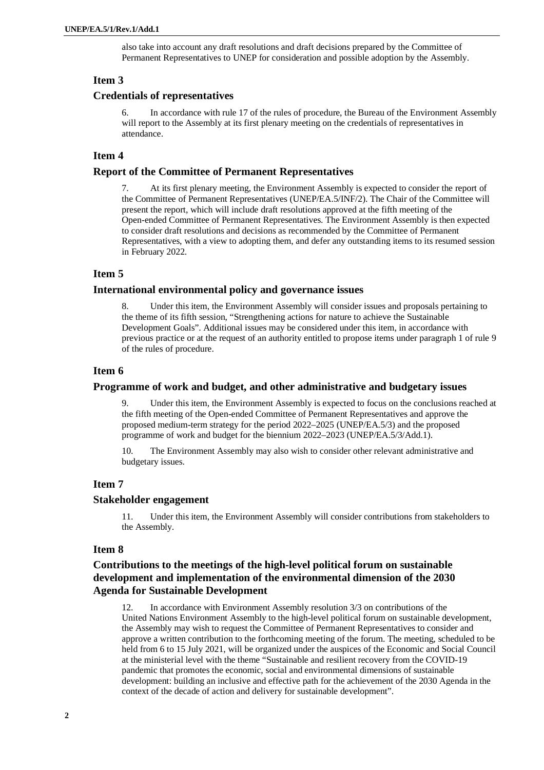also take into account any draft resolutions and draft decisions prepared by the Committee of Permanent Representatives to UNEP for consideration and possible adoption by the Assembly.

## Item 3

## Credentials of representatives

6. In accordance with rule 17 of the rules of procedure, the Bureau of the Environment Assembly will report to the Assembly at its first plenary meeting on the credentials of representatives in attendance.

## Item 4

## Report of the Committee of Permanent Representatives

7. At its first plenary meeting, the Environment Assembly is expected to consider the report of the Committee of Permanent Representatives (UNEP/EA.5/INF/2). The Chair of the Committee will present the report, which will include draft resolutions approved at the fifth meeting of the Open-ended Committee of Permanent Representatives. The Environment Assembly is then expected to consider draft resolutions and decisions as recommended by the Committee of Permanent Representatives, with a view to adopting them, and defer any outstanding items to its resumed session in February 2022.

## Item 5

## International environmental policy and governance issues

8. Under this item, the Environment Assembly will consider issues and proposals pertaining to the theme of its fifth session, "Strengthening actions for nature to achieve the Sustainable Development Goals". Additional issues may be considered under this item, in accordance with previous practice or at the request of an authority entitled to propose items under paragraph 1 of rule 9 of the rules of procedure.

## Item 6

## Programme of work and budget, and other administrative and budgetary issues

9. Under this item, the Environment Assembly is expected to focus on the conclusions reached at the fifth meeting of the Open-ended Committee of Permanent Representatives and approve the proposed medium-term strategy for the period 2022–2025 (UNEP/EA.5/3) and the proposed programme of work and budget for the biennium 2022–2023 (UNEP/EA.5/3/Add.1).

10. The Environment Assembly may also wish to consider other relevant administrative and budgetary issues.

## Item 7

## Stakeholder engagement

11. Under this item, the Environment Assembly will consider contributions from stakeholders to the Assembly.

## Item 8

## Contributions to the meetings of the high-level political forum on sustainable development and implementation of the environmental dimension of the 2030 Agenda for Sustainable Development

12. In accordance with Environment Assembly resolution 3/3 on contributions of the United Nations Environment Assembly to the high-level political forum on sustainable development, the Assembly may wish to request the Committee of Permanent Representatives to consider and approve a written contribution to the forthcoming meeting of the forum. The meeting, scheduled to be held from 6 to 15 July 2021, will be organized under the auspices of the Economic and Social Council at the ministerial level with the theme "Sustainable and resilient recovery from the COVID-19 pandemic that promotes the economic, social and environmental dimensions of sustainable development: building an inclusive and effective path for the achievement of the 2030 Agenda in the context of the decade of action and delivery for sustainable development".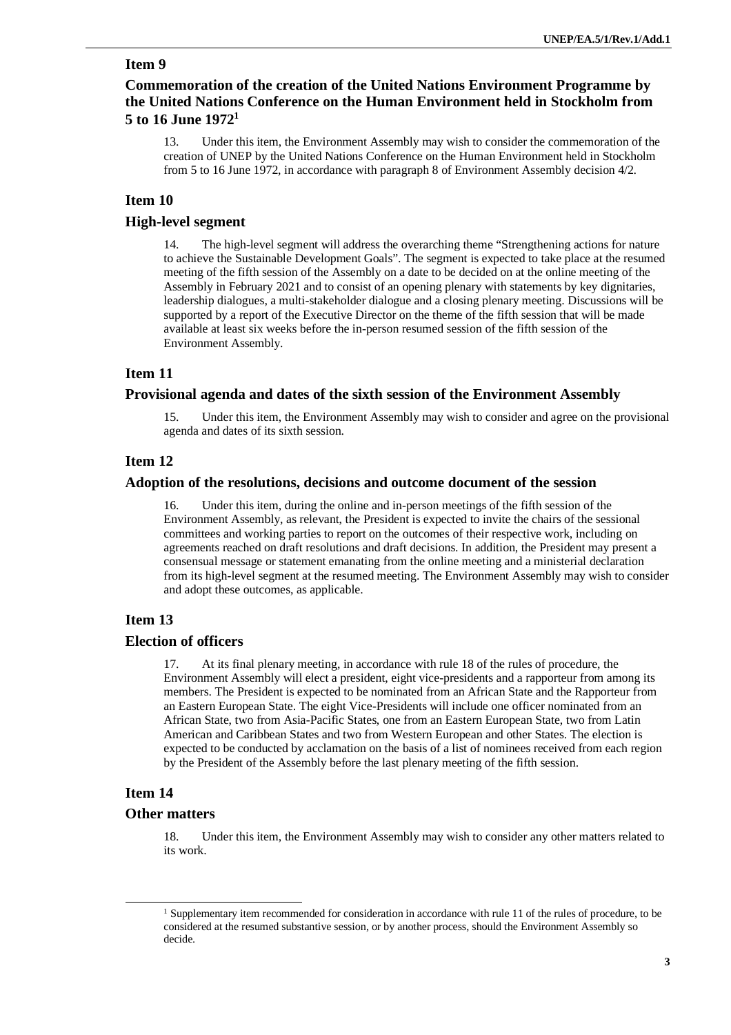## Item 9

## Commemoration of the creation of the United Nations Environment Programme by the United Nations Conference on the Human Environment held in Stockholm from 5 to 16 June 1972[1]

13. Under this item, the Environment Assembly may wish to consider the commemoration of the creation of UNEP by the United Nations Conference on the Human Environment held in Stockholm from 5 to 16 June 1972, in accordance with paragraph 8 of Environment Assembly decision 4/2.

## Item 10

## High-level segment

14. The high-level segment will address the overarching theme "Strengthening actions for nature to achieve the Sustainable Development Goals". The segment is expected to take place at the resumed meeting of the fifth session of the Assembly on a date to be decided on at the online meeting of the Assembly in February 2021 and to consist of an opening plenary with statements by key dignitaries, leadership dialogues, a multi-stakeholder dialogue and a closing plenary meeting. Discussions will be supported by a report of the Executive Director on the theme of the fifth session that will be made available at least six weeks before the in-person resumed session of the fifth session of the Environment Assembly.

## Item 11

## Provisional agenda and dates of the sixth session of the Environment Assembly

15. Under this item, the Environment Assembly may wish to consider and agree on the provisional agenda and dates of its sixth session.

## Item 12

## Adoption of the resolutions, decisions and outcome document of the session

16. Under this item, during the online and in-person meetings of the fifth session of the Environment Assembly, as relevant, the President is expected to invite the chairs of the sessional committees and working parties to report on the outcomes of their respective work, including on agreements reached on draft resolutions and draft decisions. In addition, the President may present a consensual message or statement emanating from the online meeting and a ministerial declaration from its high-level segment at the resumed meeting. The Environment Assembly may wish to consider and adopt these outcomes, as applicable.

## Item 13

## Election of officers

17. At its final plenary meeting, in accordance with rule 18 of the rules of procedure, the Environment Assembly will elect a president, eight vice-presidents and a rapporteur from among its members. The President is expected to be nominated from an African State and the Rapporteur from an Eastern European State. The eight Vice-Presidents will include one officer nominated from an African State, two from Asia-Pacific States, one from an Eastern European State, two from Latin American and Caribbean States and two from Western European and other States. The election is expected to be conducted by acclamation on the basis of a list of nominees received from each region by the President of the Assembly before the last plenary meeting of the fifth session.

## Item 14

## Other matters

18. Under this item, the Environment Assembly may wish to consider any other matters related to its work.

[1] Supplementary item recommended for consideration in accordance with rule 11 of the rules of procedure, to be considered at the resumed substantive session, or by another process, should the Environment Assembly so decide.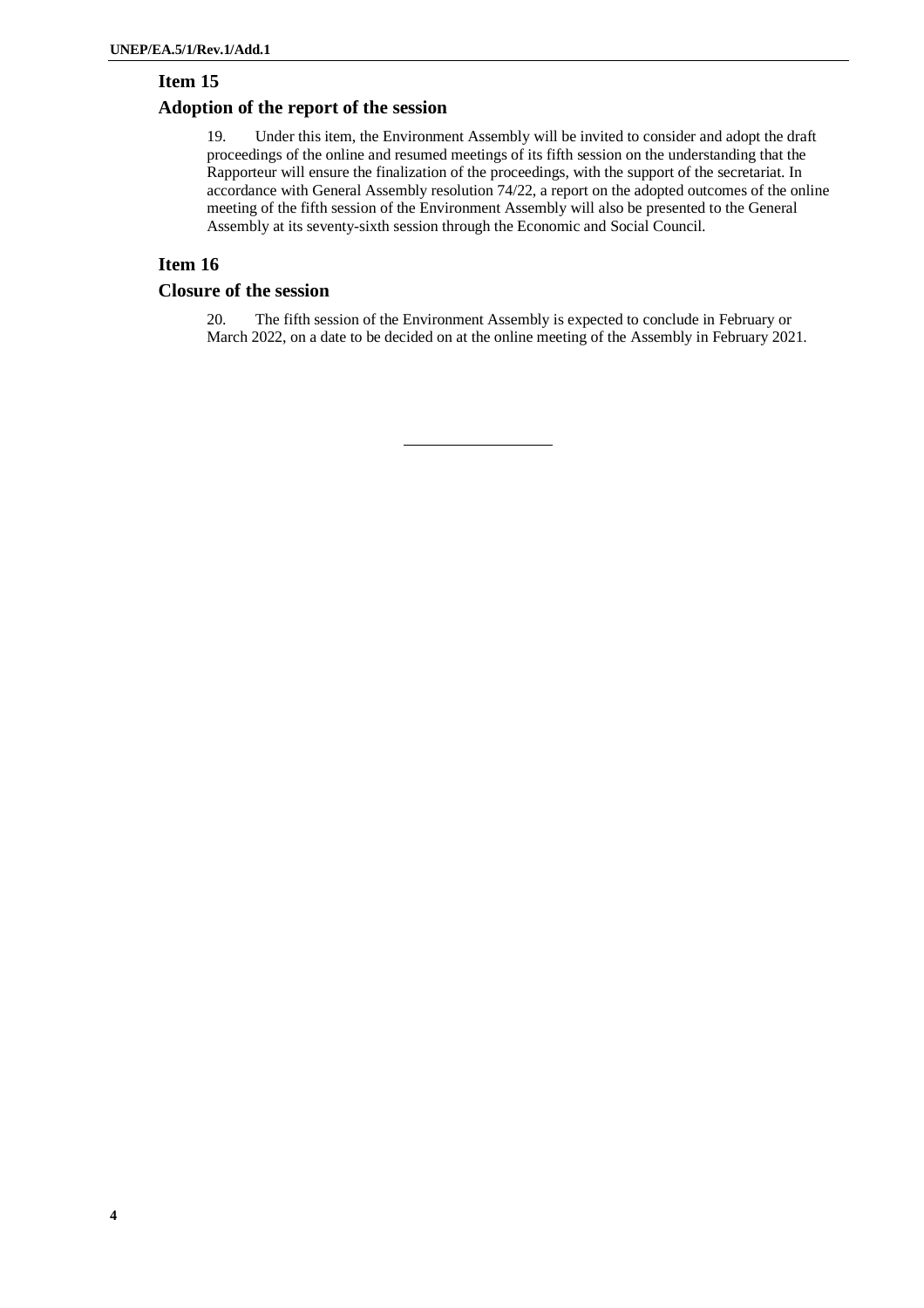### Item 15

### Adoption of the report of the session

19. Under this item, the Environment Assembly will be invited to consider and adopt the draft proceedings of the online and resumed meetings of its fifth session on the understanding that the Rapporteur will ensure the finalization of the proceedings, with the support of the secretariat. In accordance with General Assembly resolution 74/22, a report on the adopted outcomes of the online meeting of the fifth session of the Environment Assembly will also be presented to the General Assembly at its seventy-sixth session through the Economic and Social Council.

### Item 16

### Closure of the session

20. The fifth session of the Environment Assembly is expected to conclude in February or March 2022, on a date to be decided on at the online meeting of the Assembly in February 2021.